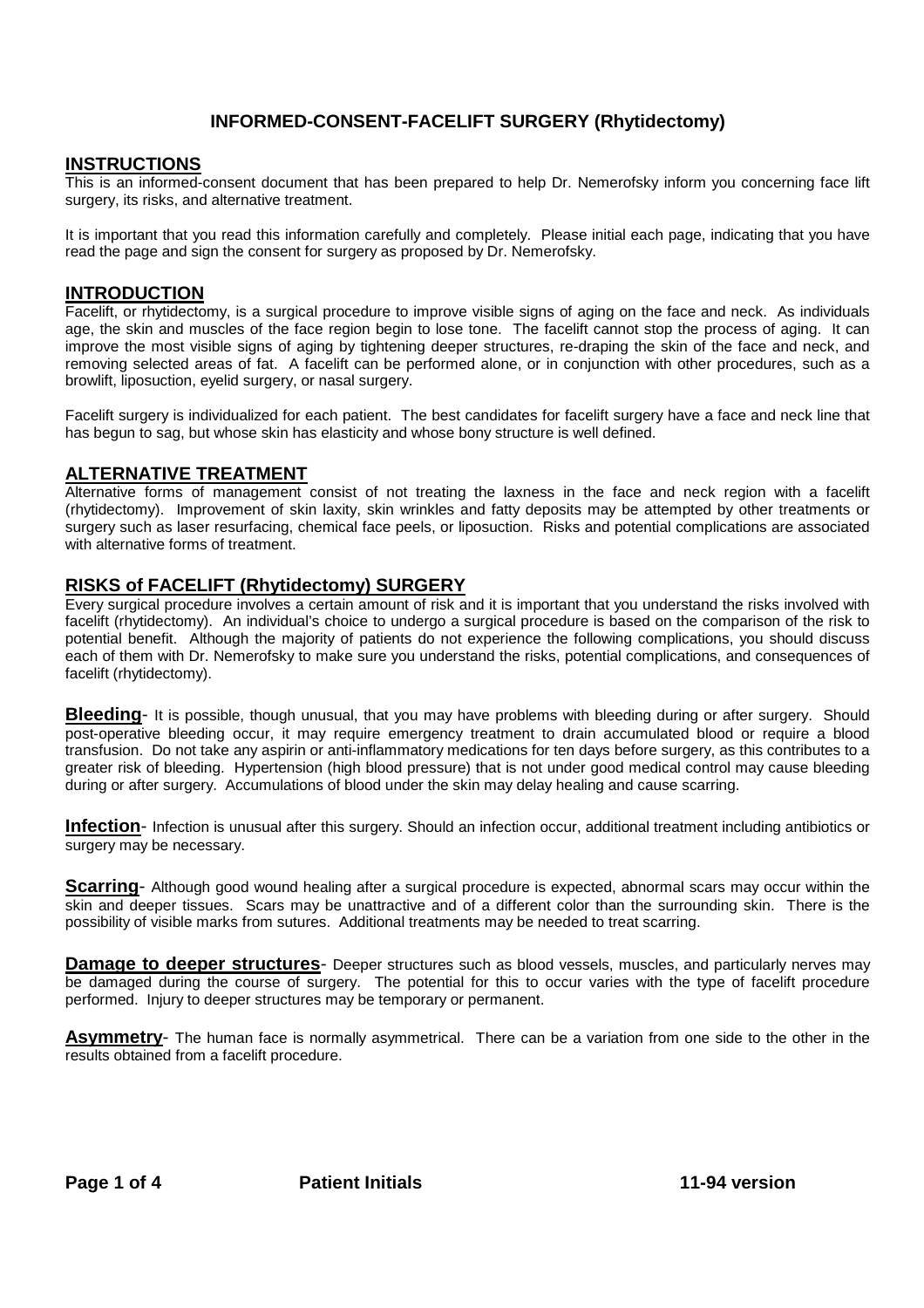# INFORMED-CONSENT-FACELIFT SURGERY (Rhytidectomy)

## INSTRUCTIONS

This is an informed-consent document that has been prepared to help Dr. Nemerofsky inform you concerning face lift surgery, its risks, and alternative treatment.

It is important that you read this information carefully and completely. Please initial each page, indicating that you have read the page and sign the consent for surgery as proposed by Dr. Nemerofsky.

## INTRODUCTION

Facelift, or rhytidectomy, is a surgical procedure to improve visible signs of aging on the face and neck. As individuals age, the skin and muscles of the face region begin to lose tone. The facelift cannot stop the process of aging. It can improve the most visible signs of aging by tightening deeper structures, re-draping the skin of the face and neck, and removing selected areas of fat. A facelift can be performed alone, or in conjunction with other procedures, such as a browlift, liposuction, eyelid surgery, or nasal surgery.

Facelift surgery is individualized for each patient. The best candidates for facelift surgery have a face and neck line that has begun to sag, but whose skin has elasticity and whose bony structure is well defined.

## ALTERNATIVE TREATMENT

Alternative forms of management consist of not treating the laxness in the face and neck region with a facelift (rhytidectomy). Improvement of skin laxity, skin wrinkles and fatty deposits may be attempted by other treatments or surgery such as laser resurfacing, chemical face peels, or liposuction. Risks and potential complications are associated with alternative forms of treatment.

## RISKS of FACELIFT (Rhytidectomy) SURGERY

Every surgical procedure involves a certain amount of risk and it is important that you understand the risks involved with facelift (rhytidectomy). An individual's choice to undergo a surgical procedure is based on the comparison of the risk to potential benefit. Although the majority of patients do not experience the following complications, you should discuss each of them with Dr. Nemerofsky to make sure you understand the risks, potential complications, and consequences of facelift (rhytidectomy).

**Bleeding**- It is possible, though unusual, that you may have problems with bleeding during or after surgery. Should post-operative bleeding occur, it may require emergency treatment to drain accumulated blood or require a blood transfusion. Do not take any aspirin or anti-inflammatory medications for ten days before surgery, as this contributes to a greater risk of bleeding. Hypertension (high blood pressure) that is not under good medical control may cause bleeding during or after surgery. Accumulations of blood under the skin may delay healing and cause scarring.

**Infection**- Infection is unusual after this surgery. Should an infection occur, additional treatment including antibiotics or surgery may be necessary.

**Scarring**- Although good wound healing after a surgical procedure is expected, abnormal scars may occur within the skin and deeper tissues. Scars may be unattractive and of a different color than the surrounding skin. There is the possibility of visible marks from sutures. Additional treatments may be needed to treat scarring.

**Damage to deeper structures**- Deeper structures such as blood vessels, muscles, and particularly nerves may be damaged during the course of surgery. The potential for this to occur varies with the type of facelift procedure performed. Injury to deeper structures may be temporary or permanent.

**Asymmetry**- The human face is normally asymmetrical. There can be a variation from one side to the other in the results obtained from a facelift procedure.

**Patient Initials** 11-94 version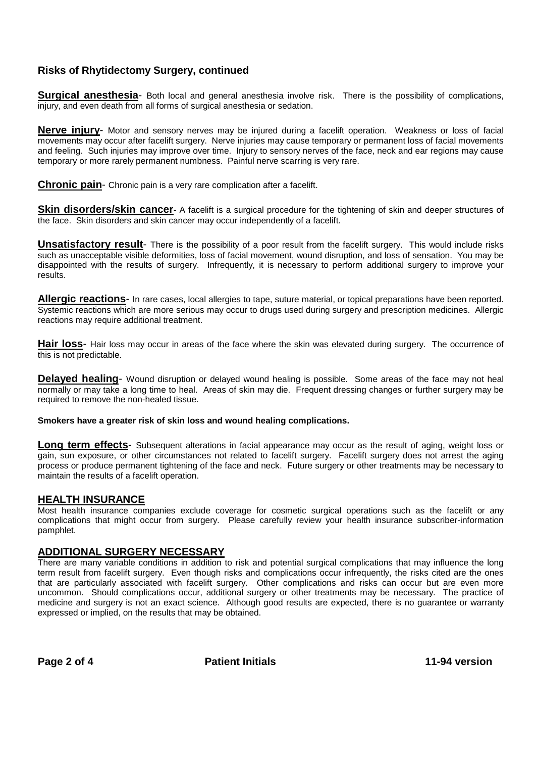## Risks of Rhytidectomy Surgery, continued

**Surgical anesthesia**- Both local and general anesthesia involve risk. There is the possibility of complications, injury, and even death from all forms of surgical anesthesia or sedation.

**Nerve injury**- Motor and sensory nerves may be injured during a facelift operation. Weakness or loss of facial movements may occur after facelift surgery. Nerve injuries may cause temporary or permanent loss of facial movements and feeling. Such injuries may improve over time. Injury to sensory nerves of the face, neck and ear regions may cause temporary or more rarely permanent numbness. Painful nerve scarring is very rare.

**Chronic pain**- Chronic pain is a very rare complication after a facelift.

**Skin disorders/skin cancer**- A facelift is a surgical procedure for the tightening of skin and deeper structures of the face. Skin disorders and skin cancer may occur independently of a facelift.

**Unsatisfactory result**- There is the possibility of a poor result from the facelift surgery. This would include risks such as unacceptable visible deformities, loss of facial movement, wound disruption, and loss of sensation. You may be disappointed with the results of surgery. Infrequently, it is necessary to perform additional surgery to improve your results.

**Allergic reactions**- In rare cases, local allergies to tape, suture material, or topical preparations have been reported. Systemic reactions which are more serious may occur to drugs used during surgery and prescription medicines. Allergic reactions may require additional treatment.

**Hair loss**- Hair loss may occur in areas of the face where the skin was elevated during surgery. The occurrence of this is not predictable.

**Delayed healing**- Wound disruption or delayed wound healing is possible. Some areas of the face may not heal normally or may take a long time to heal. Areas of skin may die. Frequent dressing changes or further surgery may be required to remove the non-healed tissue.

**Smokers have a greater risk of skin loss and wound healing complications.**

**Long term effects**- Subsequent alterations in facial appearance may occur as the result of aging, weight loss or gain, sun exposure, or other circumstances not related to facelift surgery. Facelift surgery does not arrest the aging process or produce permanent tightening of the face and neck. Future surgery or other treatments may be necessary to maintain the results of a facelift operation.

## HEALTH INSURANCE

Most health insurance companies exclude coverage for cosmetic surgical operations such as the facelift or any complications that might occur from surgery. Please carefully review your health insurance subscriber-information pamphlet.

## ADDITIONAL SURGERY NECESSARY

There are many variable conditions in addition to risk and potential surgical complications that may influence the long term result from facelift surgery. Even though risks and complications occur infrequently, the risks cited are the ones that are particularly associated with facelift surgery. Other complications and risks can occur but are even more uncommon. Should complications occur, additional surgery or other treatments may be necessary. The practice of medicine and surgery is not an exact science. Although good results are expected, there is no guarantee or warranty expressed or implied, on the results that may be obtained.

**Patient Initials**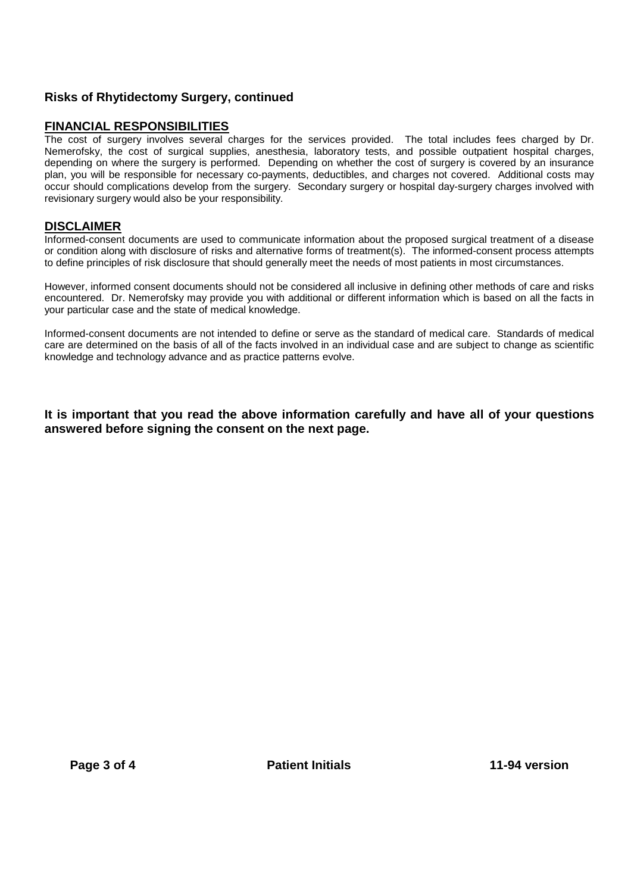### Risks of Rhytidectomy Surgery, continued

## FINANCIAL RESPONSIBILITIES

The cost of surgery involves several charges for the services provided. The total includes fees charged by Dr. Nemerofsky, the cost of surgical supplies, anesthesia, laboratory tests, and possible outpatient hospital charges, depending on where the surgery is performed. Depending on whether the cost of surgery is covered by an insurance plan, you will be responsible for necessary co-payments, deductibles, and charges not covered. Additional costs may occur should complications develop from the surgery. Secondary surgery or hospital day-surgery charges involved with revisionary surgery would also be your responsibility.

## DISCLAIMER

Informed-consent documents are used to communicate information about the proposed surgical treatment of a disease or condition along with disclosure of risks and alternative forms of treatment(s). The informed-consent process attempts to define principles of risk disclosure that should generally meet the needs of most patients in most circumstances.

However, informed consent documents should not be considered all inclusive in defining other methods of care and risks encountered. Dr. Nemerofsky may provide you with additional or different information which is based on all the facts in your particular case and the state of medical knowledge.

Informed-consent documents are not intended to define or serve as the standard of medical care. Standards of medical care are determined on the basis of all of the facts involved in an individual case and are subject to change as scientific knowledge and technology advance and as practice patterns evolve.

**It is important that you read the above information carefully and have all of your questions answered before signing the consent on the next page.**

**Patient Initials** **11-94 version**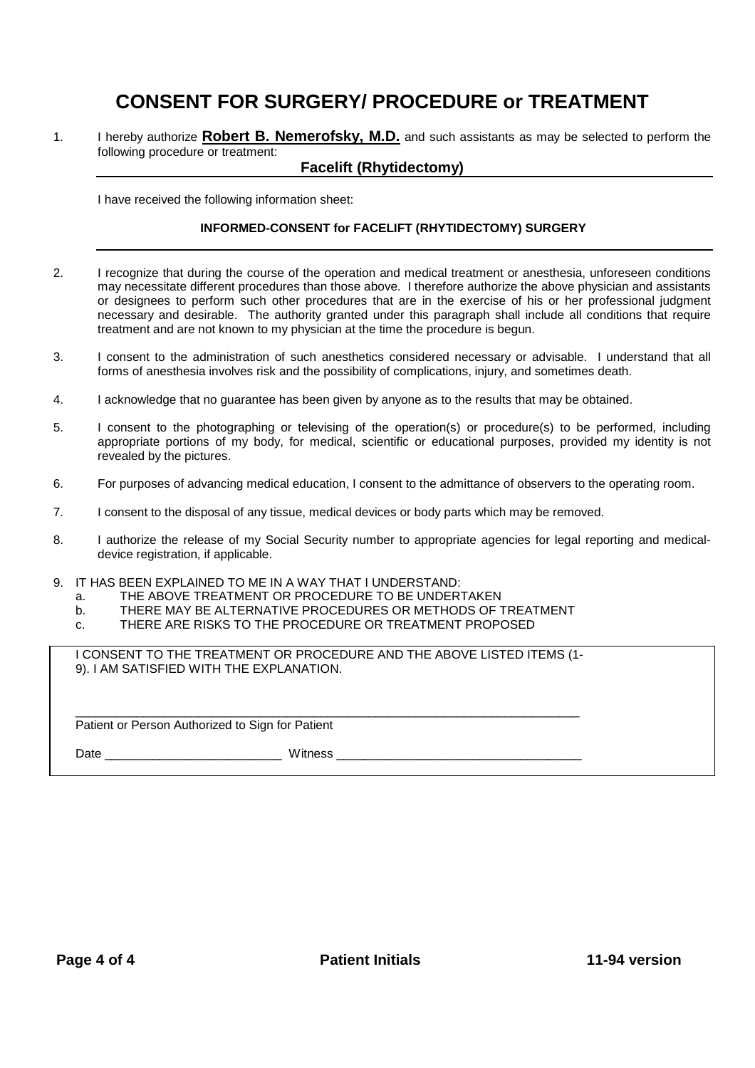# CONSENT FOR SURGERY/ PROCEDURE or TREATMENT

1. I hereby authorize **Robert B. Nemerofsky, M.D.** and such assistants as may be selected to perform the following procedure or treatment:

   **Facelift (Rhytidectomy)**

   I have received the following information sheet:

   **INFORMED-CONSENT for FACELIFT (RHYTIDECTOMY) SURGERY**

2. I recognize that during the course of the operation and medical treatment or anesthesia, unforeseen conditions may necessitate different procedures than those above. I therefore authorize the above physician and assistants or designees to perform such other procedures that are in the exercise of his or her professional judgment necessary and desirable. The authority granted under this paragraph shall include all conditions that require treatment and are not known to my physician at the time the procedure is begun.

3. I consent to the administration of such anesthetics considered necessary or advisable. I understand that all forms of anesthesia involves risk and the possibility of complications, injury, and sometimes death.

4. I acknowledge that no guarantee has been given by anyone as to the results that may be obtained.

5. I consent to the photographing or televising of the operation(s) or procedure(s) to be performed, including appropriate portions of my body, for medical, scientific or educational purposes, provided my identity is not revealed by the pictures.

6. For purposes of advancing medical education, I consent to the admittance of observers to the operating room.

7. I consent to the disposal of any tissue, medical devices or body parts which may be removed.

8. I authorize the release of my Social Security number to appropriate agencies for legal reporting and medical-device registration, if applicable.

9. IT HAS BEEN EXPLAINED TO ME IN A WAY THAT I UNDERSTAND:
   a. THE ABOVE TREATMENT OR PROCEDURE TO BE UNDERTAKEN
   b. THERE MAY BE ALTERNATIVE PROCEDURES OR METHODS OF TREATMENT
   c. THERE ARE RISKS TO THE PROCEDURE OR TREATMENT PROPOSED

I CONSENT TO THE TREATMENT OR PROCEDURE AND THE ABOVE LISTED ITEMS (1-9). I AM SATISFIED WITH THE EXPLANATION.

_______________________________________________________________
Patient or Person Authorized to Sign for Patient

Date ________________________ Witness ________________________________

**Patient Initials** **11-94 version**